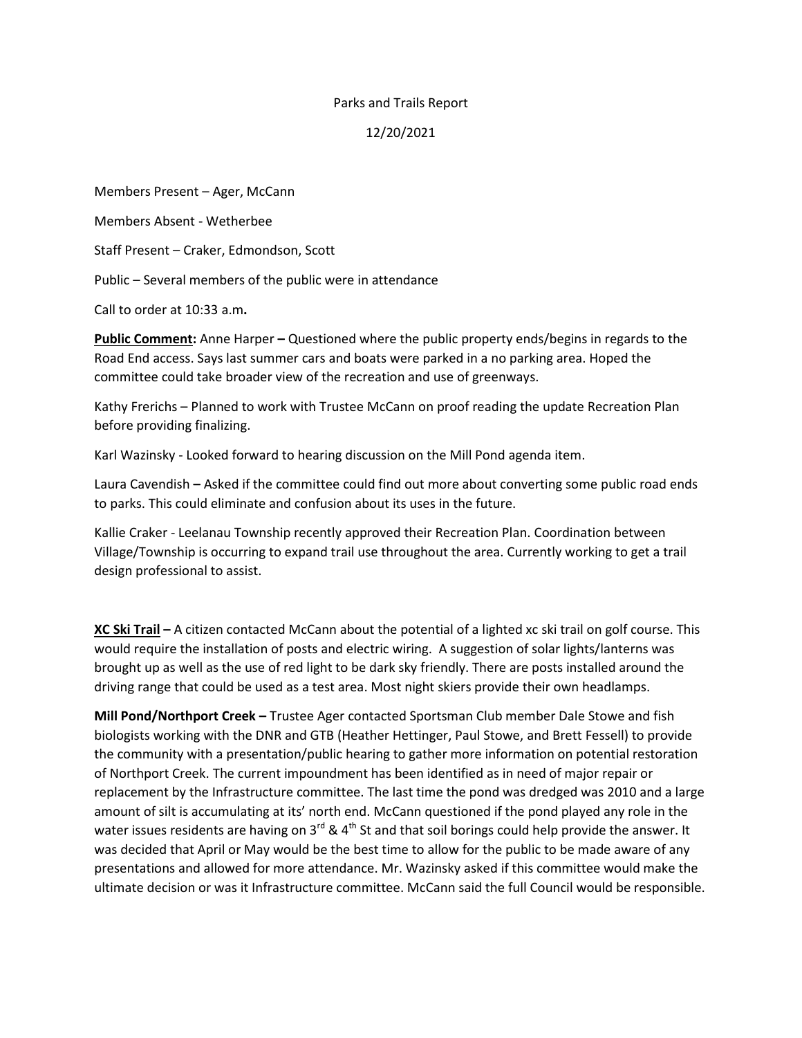Parks and Trails Report

12/20/2021

Members Present – Ager, McCann

Members Absent - Wetherbee

Staff Present – Craker, Edmondson, Scott

Public – Several members of the public were in attendance

Call to order at 10:33 a.m**.**

**Public Comment:** Anne Harper **–** Questioned where the public property ends/begins in regards to the Road End access. Says last summer cars and boats were parked in a no parking area. Hoped the committee could take broader view of the recreation and use of greenways.

Kathy Frerichs – Planned to work with Trustee McCann on proof reading the update Recreation Plan before providing finalizing.

Karl Wazinsky - Looked forward to hearing discussion on the Mill Pond agenda item.

Laura Cavendish **–** Asked if the committee could find out more about converting some public road ends to parks. This could eliminate and confusion about its uses in the future.

Kallie Craker - Leelanau Township recently approved their Recreation Plan. Coordination between Village/Township is occurring to expand trail use throughout the area. Currently working to get a trail design professional to assist.

**XC Ski Trail –** A citizen contacted McCann about the potential of a lighted xc ski trail on golf course. This would require the installation of posts and electric wiring. A suggestion of solar lights/lanterns was brought up as well as the use of red light to be dark sky friendly. There are posts installed around the driving range that could be used as a test area. Most night skiers provide their own headlamps.

**Mill Pond/Northport Creek –** Trustee Ager contacted Sportsman Club member Dale Stowe and fish biologists working with the DNR and GTB (Heather Hettinger, Paul Stowe, and Brett Fessell) to provide the community with a presentation/public hearing to gather more information on potential restoration of Northport Creek. The current impoundment has been identified as in need of major repair or replacement by the Infrastructure committee. The last time the pond was dredged was 2010 and a large amount of silt is accumulating at its' north end. McCann questioned if the pond played any role in the water issues residents are having on 3rd & 4th St and that soil borings could help provide the answer. It was decided that April or May would be the best time to allow for the public to be made aware of any presentations and allowed for more attendance. Mr. Wazinsky asked if this committee would make the ultimate decision or was it Infrastructure committee. McCann said the full Council would be responsible.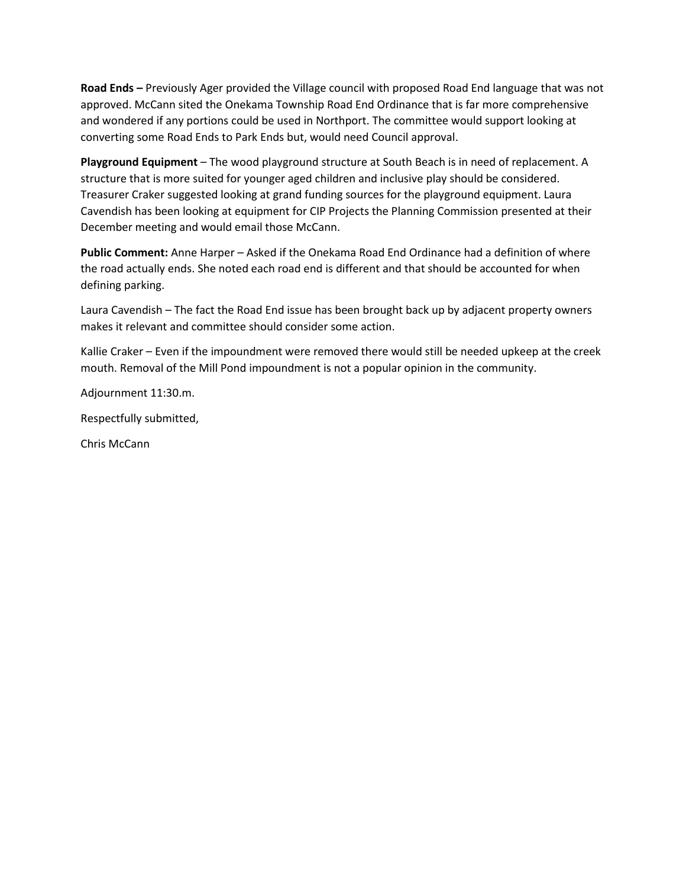**Road Ends –** Previously Ager provided the Village council with proposed Road End language that was not approved. McCann sited the Onekama Township Road End Ordinance that is far more comprehensive and wondered if any portions could be used in Northport. The committee would support looking at converting some Road Ends to Park Ends but, would need Council approval.

**Playground Equipment** – The wood playground structure at South Beach is in need of replacement. A structure that is more suited for younger aged children and inclusive play should be considered. Treasurer Craker suggested looking at grand funding sources for the playground equipment. Laura Cavendish has been looking at equipment for CIP Projects the Planning Commission presented at their December meeting and would email those McCann.

**Public Comment:** Anne Harper – Asked if the Onekama Road End Ordinance had a definition of where the road actually ends. She noted each road end is different and that should be accounted for when defining parking.

Laura Cavendish – The fact the Road End issue has been brought back up by adjacent property owners makes it relevant and committee should consider some action.

Kallie Craker – Even if the impoundment were removed there would still be needed upkeep at the creek mouth. Removal of the Mill Pond impoundment is not a popular opinion in the community.

Adjournment 11:30.m.

Respectfully submitted,

Chris McCann